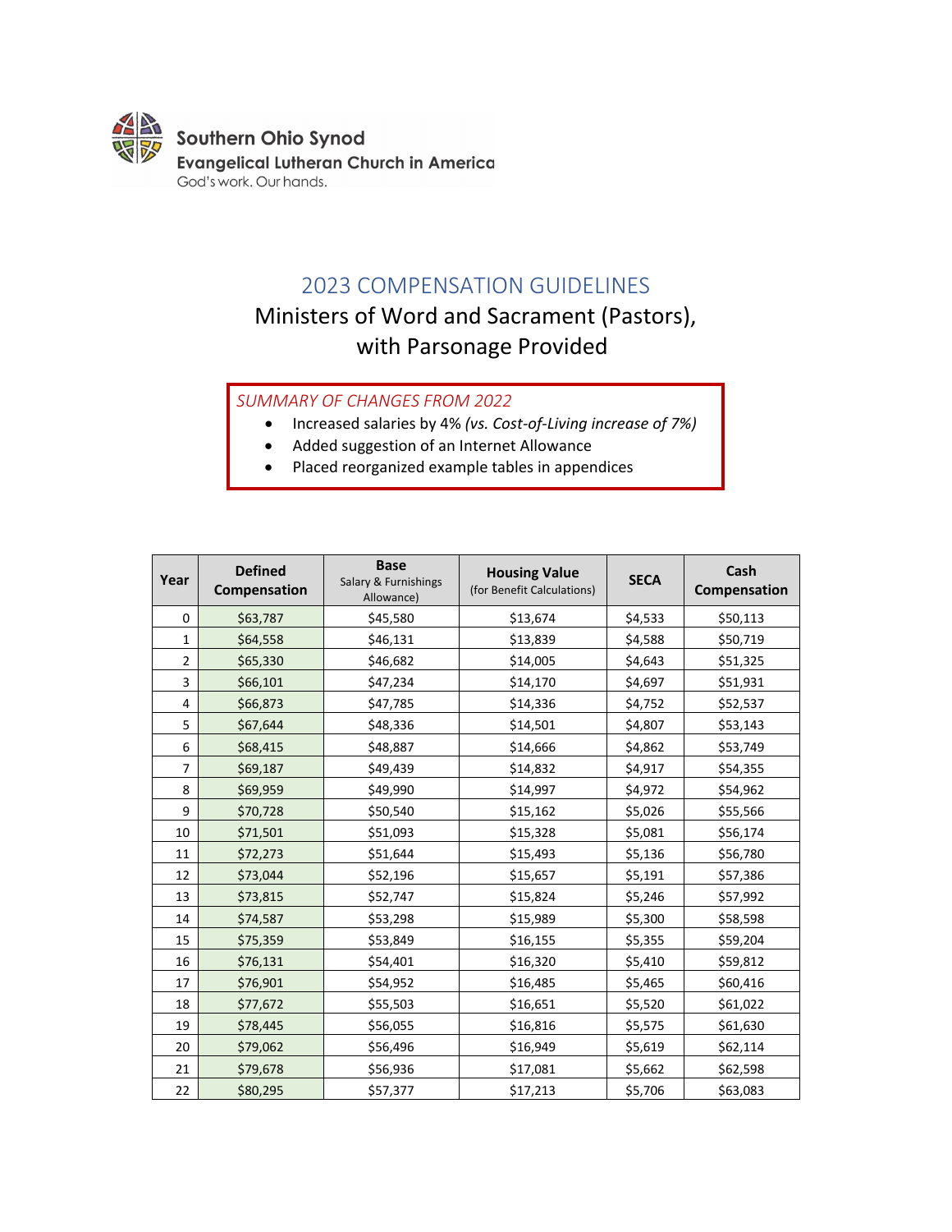Southern Ohio Synod
Evangelical Lutheran Church in America
God's work. Our hands.

# 2023 COMPENSATION GUIDELINES

## Ministers of Word and Sacrament (Pastors), with Parsonage Provided

*SUMMARY OF CHANGES FROM 2022*

- Increased salaries by 4% *(vs. Cost-of-Living increase of 7%)*
- Added suggestion of an Internet Allowance
- Placed reorganized example tables in appendices

| Year | Defined Compensation | Base Salary & Furnishings Allowance) | Housing Value (for Benefit Calculations) | SECA | Cash Compensation |
|---|---|---|---|---|---|
| 0 | $63,787 | $45,580 | $13,674 | $4,533 | $50,113 |
| 1 | $64,558 | $46,131 | $13,839 | $4,588 | $50,719 |
| 2 | $65,330 | $46,682 | $14,005 | $4,643 | $51,325 |
| 3 | $66,101 | $47,234 | $14,170 | $4,697 | $51,931 |
| 4 | $66,873 | $47,785 | $14,336 | $4,752 | $52,537 |
| 5 | $67,644 | $48,336 | $14,501 | $4,807 | $53,143 |
| 6 | $68,415 | $48,887 | $14,666 | $4,862 | $53,749 |
| 7 | $69,187 | $49,439 | $14,832 | $4,917 | $54,355 |
| 8 | $69,959 | $49,990 | $14,997 | $4,972 | $54,962 |
| 9 | $70,728 | $50,540 | $15,162 | $5,026 | $55,566 |
| 10 | $71,501 | $51,093 | $15,328 | $5,081 | $56,174 |
| 11 | $72,273 | $51,644 | $15,493 | $5,136 | $56,780 |
| 12 | $73,044 | $52,196 | $15,657 | $5,191 | $57,386 |
| 13 | $73,815 | $52,747 | $15,824 | $5,246 | $57,992 |
| 14 | $74,587 | $53,298 | $15,989 | $5,300 | $58,598 |
| 15 | $75,359 | $53,849 | $16,155 | $5,355 | $59,204 |
| 16 | $76,131 | $54,401 | $16,320 | $5,410 | $59,812 |
| 17 | $76,901 | $54,952 | $16,485 | $5,465 | $60,416 |
| 18 | $77,672 | $55,503 | $16,651 | $5,520 | $61,022 |
| 19 | $78,445 | $56,055 | $16,816 | $5,575 | $61,630 |
| 20 | $79,062 | $56,496 | $16,949 | $5,619 | $62,114 |
| 21 | $79,678 | $56,936 | $17,081 | $5,662 | $62,598 |
| 22 | $80,295 | $57,377 | $17,213 | $5,706 | $63,083 |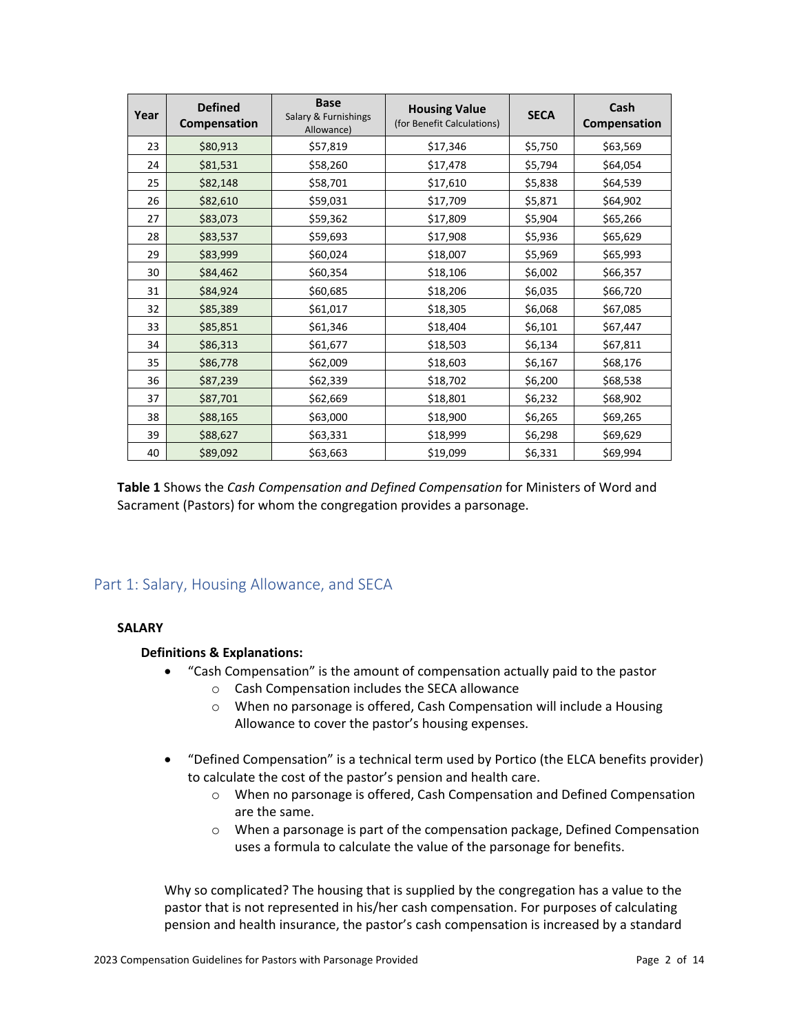| Year | Defined Compensation | Base Salary & Furnishings Allowance) | Housing Value (for Benefit Calculations) | SECA | Cash Compensation |
|---|---|---|---|---|---|
| 23 | $80,913 | $57,819 | $17,346 | $5,750 | $63,569 |
| 24 | $81,531 | $58,260 | $17,478 | $5,794 | $64,054 |
| 25 | $82,148 | $58,701 | $17,610 | $5,838 | $64,539 |
| 26 | $82,610 | $59,031 | $17,709 | $5,871 | $64,902 |
| 27 | $83,073 | $59,362 | $17,809 | $5,904 | $65,266 |
| 28 | $83,537 | $59,693 | $17,908 | $5,936 | $65,629 |
| 29 | $83,999 | $60,024 | $18,007 | $5,969 | $65,993 |
| 30 | $84,462 | $60,354 | $18,106 | $6,002 | $66,357 |
| 31 | $84,924 | $60,685 | $18,206 | $6,035 | $66,720 |
| 32 | $85,389 | $61,017 | $18,305 | $6,068 | $67,085 |
| 33 | $85,851 | $61,346 | $18,404 | $6,101 | $67,447 |
| 34 | $86,313 | $61,677 | $18,503 | $6,134 | $67,811 |
| 35 | $86,778 | $62,009 | $18,603 | $6,167 | $68,176 |
| 36 | $87,239 | $62,339 | $18,702 | $6,200 | $68,538 |
| 37 | $87,701 | $62,669 | $18,801 | $6,232 | $68,902 |
| 38 | $88,165 | $63,000 | $18,900 | $6,265 | $69,265 |
| 39 | $88,627 | $63,331 | $18,999 | $6,298 | $69,629 |
| 40 | $89,092 | $63,663 | $19,099 | $6,331 | $69,994 |

**Table 1** Shows the *Cash Compensation and Defined Compensation* for Ministers of Word and Sacrament (Pastors) for whom the congregation provides a parsonage.

## Part 1: Salary, Housing Allowance, and SECA

### SALARY

**Definitions & Explanations:**

- "Cash Compensation" is the amount of compensation actually paid to the pastor
  - Cash Compensation includes the SECA allowance
  - When no parsonage is offered, Cash Compensation will include a Housing Allowance to cover the pastor's housing expenses.

- "Defined Compensation" is a technical term used by Portico (the ELCA benefits provider) to calculate the cost of the pastor's pension and health care.
  - When no parsonage is offered, Cash Compensation and Defined Compensation are the same.
  - When a parsonage is part of the compensation package, Defined Compensation uses a formula to calculate the value of the parsonage for benefits.

Why so complicated? The housing that is supplied by the congregation has a value to the pastor that is not represented in his/her cash compensation. For purposes of calculating pension and health insurance, the pastor's cash compensation is increased by a standard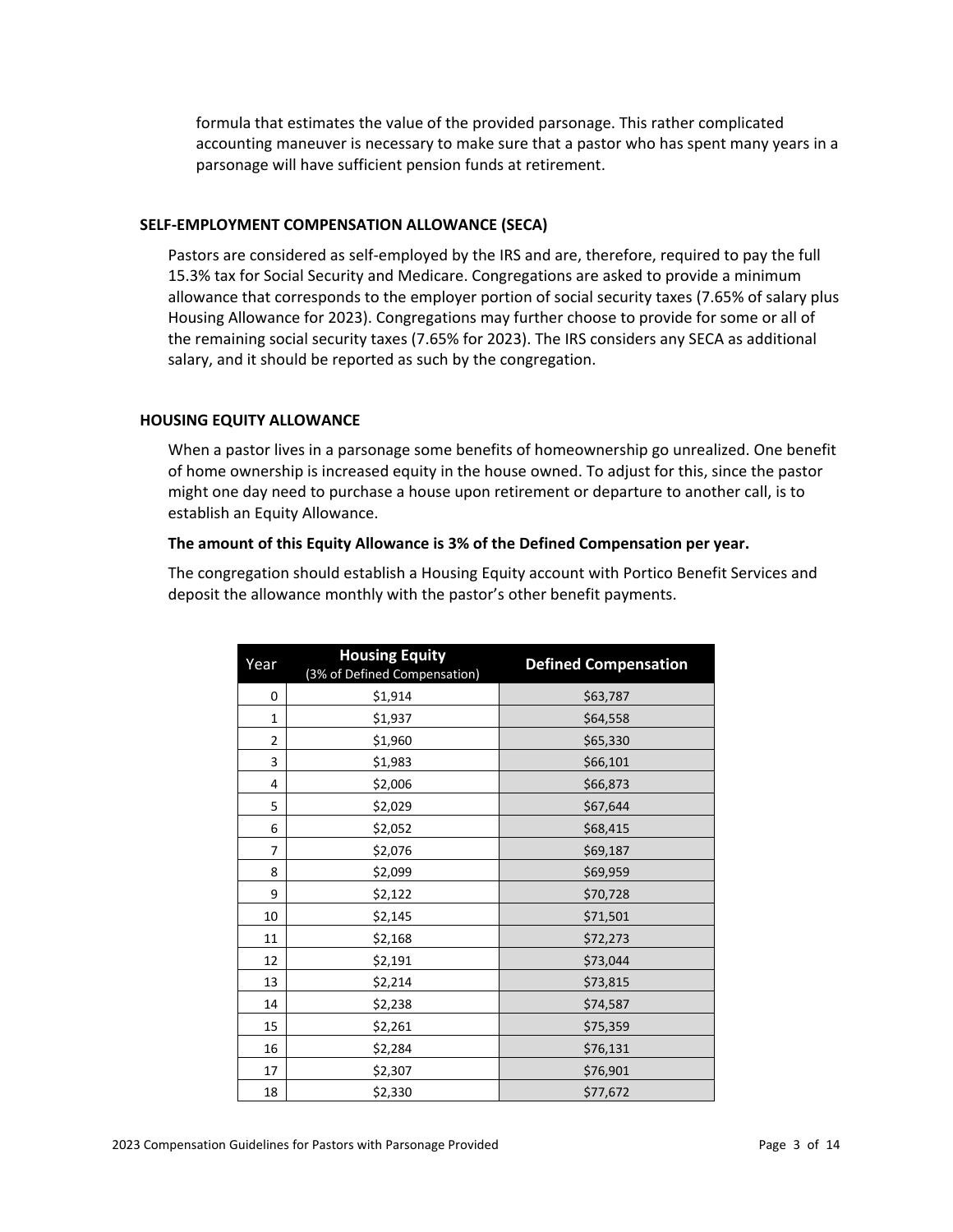formula that estimates the value of the provided parsonage. This rather complicated accounting maneuver is necessary to make sure that a pastor who has spent many years in a parsonage will have sufficient pension funds at retirement.

### SELF-EMPLOYMENT COMPENSATION ALLOWANCE (SECA)

Pastors are considered as self-employed by the IRS and are, therefore, required to pay the full 15.3% tax for Social Security and Medicare. Congregations are asked to provide a minimum allowance that corresponds to the employer portion of social security taxes (7.65% of salary plus Housing Allowance for 2023). Congregations may further choose to provide for some or all of the remaining social security taxes (7.65% for 2023). The IRS considers any SECA as additional salary, and it should be reported as such by the congregation.

### HOUSING EQUITY ALLOWANCE

When a pastor lives in a parsonage some benefits of homeownership go unrealized. One benefit of home ownership is increased equity in the house owned. To adjust for this, since the pastor might one day need to purchase a house upon retirement or departure to another call, is to establish an Equity Allowance.

**The amount of this Equity Allowance is 3% of the Defined Compensation per year.**

The congregation should establish a Housing Equity account with Portico Benefit Services and deposit the allowance monthly with the pastor's other benefit payments.

| Year | Housing Equity (3% of Defined Compensation) | Defined Compensation |
|---|---|---|
| 0 | $1,914 | $63,787 |
| 1 | $1,937 | $64,558 |
| 2 | $1,960 | $65,330 |
| 3 | $1,983 | $66,101 |
| 4 | $2,006 | $66,873 |
| 5 | $2,029 | $67,644 |
| 6 | $2,052 | $68,415 |
| 7 | $2,076 | $69,187 |
| 8 | $2,099 | $69,959 |
| 9 | $2,122 | $70,728 |
| 10 | $2,145 | $71,501 |
| 11 | $2,168 | $72,273 |
| 12 | $2,191 | $73,044 |
| 13 | $2,214 | $73,815 |
| 14 | $2,238 | $74,587 |
| 15 | $2,261 | $75,359 |
| 16 | $2,284 | $76,131 |
| 17 | $2,307 | $76,901 |
| 18 | $2,330 | $77,672 |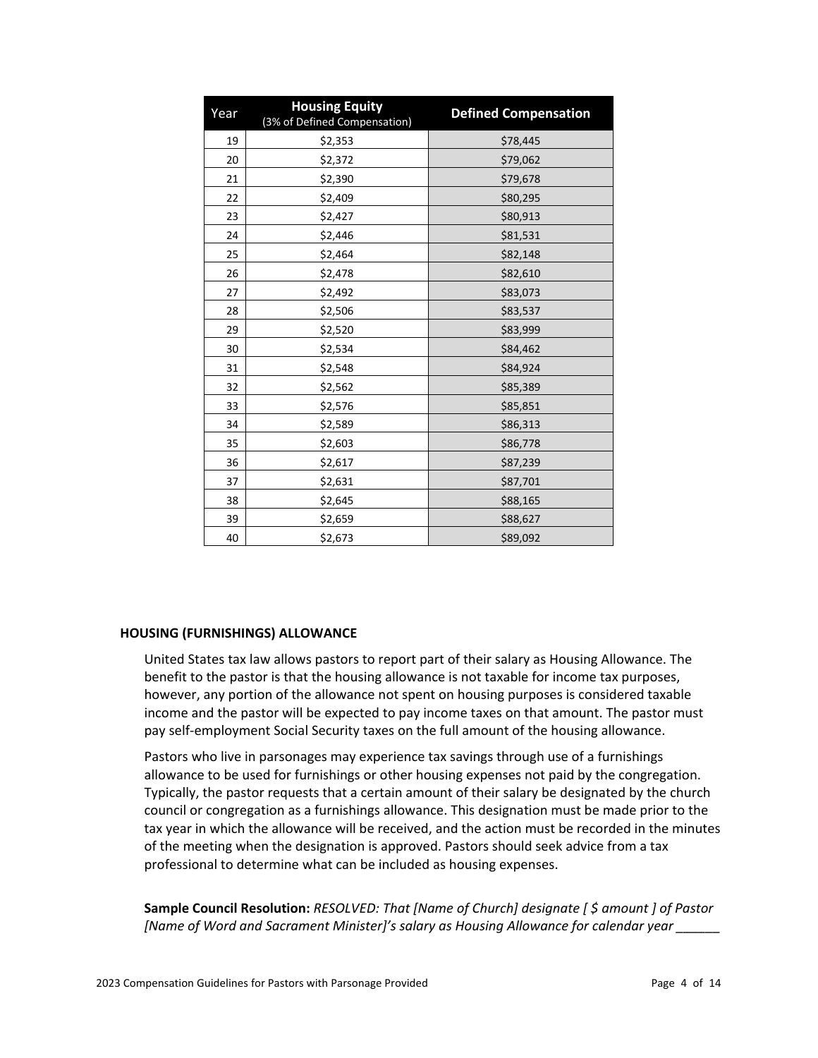| Year | Housing Equity (3% of Defined Compensation) | Defined Compensation |
|---|---|---|
| 19 | $2,353 | $78,445 |
| 20 | $2,372 | $79,062 |
| 21 | $2,390 | $79,678 |
| 22 | $2,409 | $80,295 |
| 23 | $2,427 | $80,913 |
| 24 | $2,446 | $81,531 |
| 25 | $2,464 | $82,148 |
| 26 | $2,478 | $82,610 |
| 27 | $2,492 | $83,073 |
| 28 | $2,506 | $83,537 |
| 29 | $2,520 | $83,999 |
| 30 | $2,534 | $84,462 |
| 31 | $2,548 | $84,924 |
| 32 | $2,562 | $85,389 |
| 33 | $2,576 | $85,851 |
| 34 | $2,589 | $86,313 |
| 35 | $2,603 | $86,778 |
| 36 | $2,617 | $87,239 |
| 37 | $2,631 | $87,701 |
| 38 | $2,645 | $88,165 |
| 39 | $2,659 | $88,627 |
| 40 | $2,673 | $89,092 |

### HOUSING (FURNISHINGS) ALLOWANCE

United States tax law allows pastors to report part of their salary as Housing Allowance. The benefit to the pastor is that the housing allowance is not taxable for income tax purposes, however, any portion of the allowance not spent on housing purposes is considered taxable income and the pastor will be expected to pay income taxes on that amount. The pastor must pay self-employment Social Security taxes on the full amount of the housing allowance.

Pastors who live in parsonages may experience tax savings through use of a furnishings allowance to be used for furnishings or other housing expenses not paid by the congregation. Typically, the pastor requests that a certain amount of their salary be designated by the church council or congregation as a furnishings allowance. This designation must be made prior to the tax year in which the allowance will be received, and the action must be recorded in the minutes of the meeting when the designation is approved. Pastors should seek advice from a tax professional to determine what can be included as housing expenses.

**Sample Council Resolution:** *RESOLVED: That [Name of Church] designate [ $ amount ] of Pastor [Name of Word and Sacrament Minister]'s salary as Housing Allowance for calendar year ______*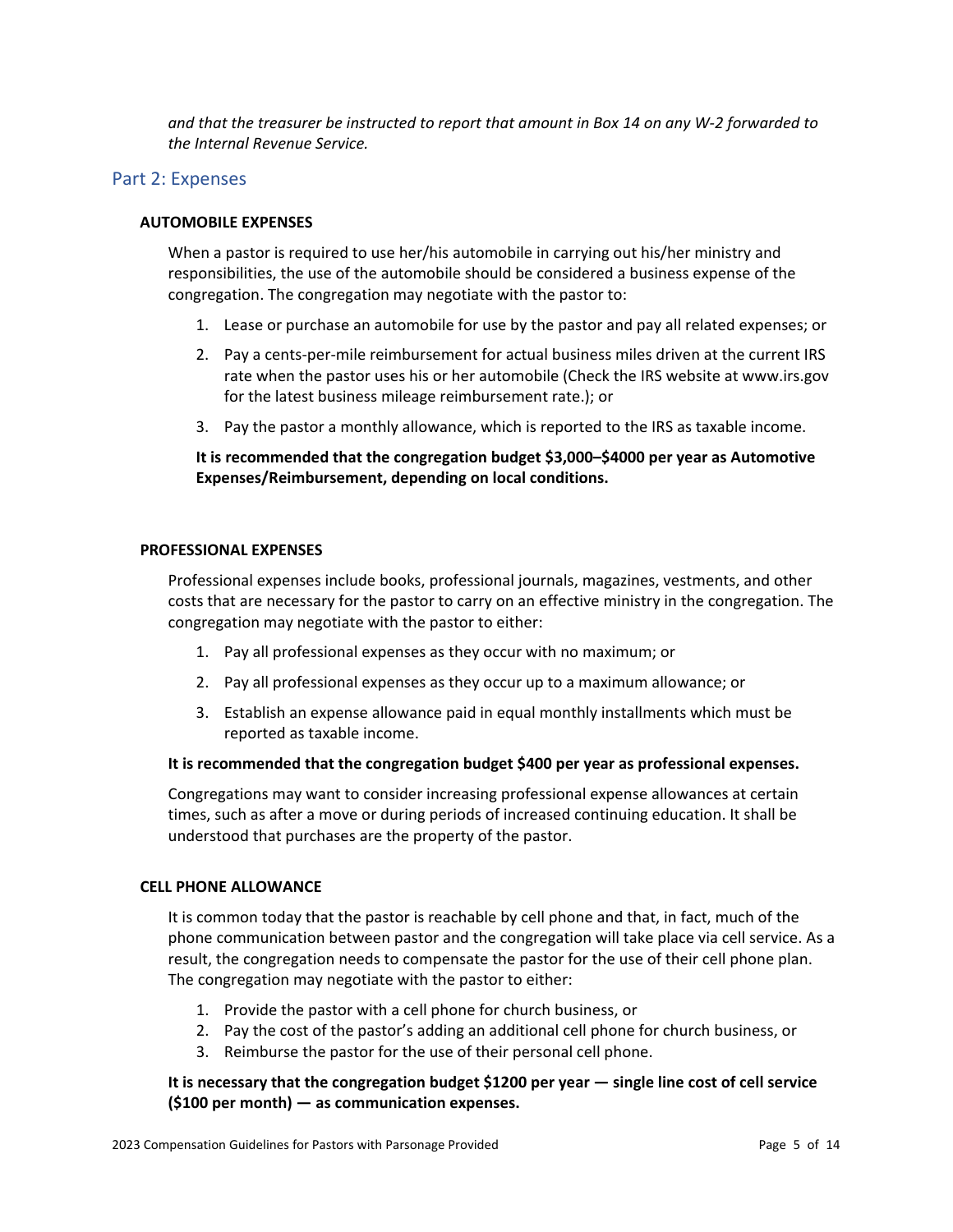*and that the treasurer be instructed to report that amount in Box 14 on any W-2 forwarded to the Internal Revenue Service.*

## Part 2: Expenses

### AUTOMOBILE EXPENSES

When a pastor is required to use her/his automobile in carrying out his/her ministry and responsibilities, the use of the automobile should be considered a business expense of the congregation. The congregation may negotiate with the pastor to:

1. Lease or purchase an automobile for use by the pastor and pay all related expenses; or
2. Pay a cents-per-mile reimbursement for actual business miles driven at the current IRS rate when the pastor uses his or her automobile (Check the IRS website at www.irs.gov for the latest business mileage reimbursement rate.); or
3. Pay the pastor a monthly allowance, which is reported to the IRS as taxable income.

**It is recommended that the congregation budget $3,000–$4000 per year as Automotive Expenses/Reimbursement, depending on local conditions.**

### PROFESSIONAL EXPENSES

Professional expenses include books, professional journals, magazines, vestments, and other costs that are necessary for the pastor to carry on an effective ministry in the congregation. The congregation may negotiate with the pastor to either:

1. Pay all professional expenses as they occur with no maximum; or
2. Pay all professional expenses as they occur up to a maximum allowance; or
3. Establish an expense allowance paid in equal monthly installments which must be reported as taxable income.

**It is recommended that the congregation budget $400 per year as professional expenses.**

Congregations may want to consider increasing professional expense allowances at certain times, such as after a move or during periods of increased continuing education. It shall be understood that purchases are the property of the pastor.

### CELL PHONE ALLOWANCE

It is common today that the pastor is reachable by cell phone and that, in fact, much of the phone communication between pastor and the congregation will take place via cell service. As a result, the congregation needs to compensate the pastor for the use of their cell phone plan. The congregation may negotiate with the pastor to either:

1. Provide the pastor with a cell phone for church business, or
2. Pay the cost of the pastor's adding an additional cell phone for church business, or
3. Reimburse the pastor for the use of their personal cell phone.

**It is necessary that the congregation budget $1200 per year — single line cost of cell service ($100 per month) — as communication expenses.**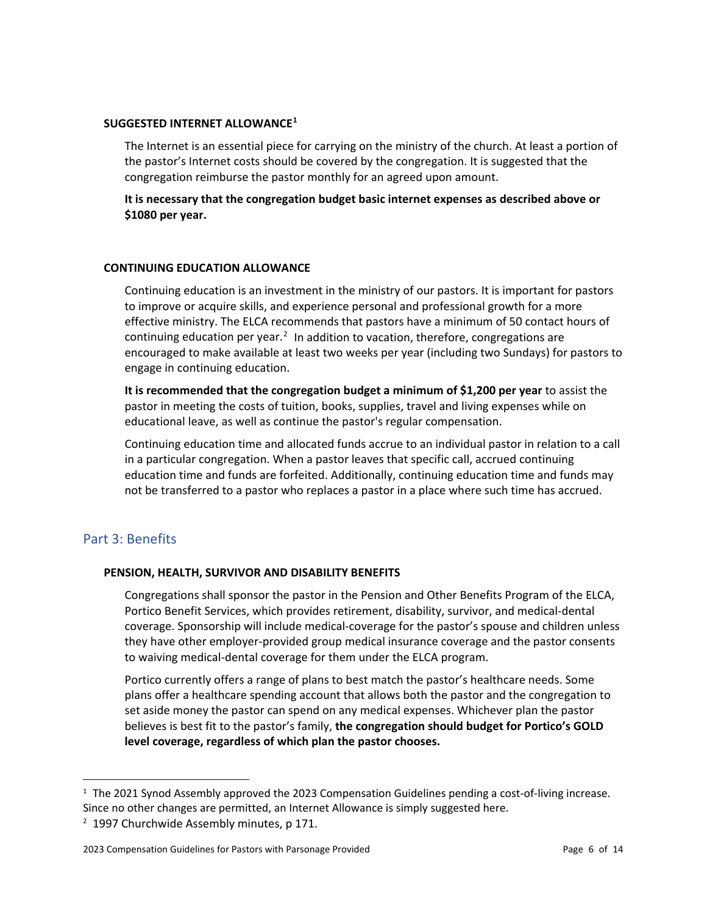### SUGGESTED INTERNET ALLOWANCE[1]

The Internet is an essential piece for carrying on the ministry of the church. At least a portion of the pastor's Internet costs should be covered by the congregation. It is suggested that the congregation reimburse the pastor monthly for an agreed upon amount.

**It is necessary that the congregation budget basic internet expenses as described above or $1080 per year.**

### CONTINUING EDUCATION ALLOWANCE

Continuing education is an investment in the ministry of our pastors. It is important for pastors to improve or acquire skills, and experience personal and professional growth for a more effective ministry. The ELCA recommends that pastors have a minimum of 50 contact hours of continuing education per year.[2] In addition to vacation, therefore, congregations are encouraged to make available at least two weeks per year (including two Sundays) for pastors to engage in continuing education.

**It is recommended that the congregation budget a minimum of $1,200 per year** to assist the pastor in meeting the costs of tuition, books, supplies, travel and living expenses while on educational leave, as well as continue the pastor's regular compensation.

Continuing education time and allocated funds accrue to an individual pastor in relation to a call in a particular congregation. When a pastor leaves that specific call, accrued continuing education time and funds are forfeited. Additionally, continuing education time and funds may not be transferred to a pastor who replaces a pastor in a place where such time has accrued.

## Part 3: Benefits

### PENSION, HEALTH, SURVIVOR AND DISABILITY BENEFITS

Congregations shall sponsor the pastor in the Pension and Other Benefits Program of the ELCA, Portico Benefit Services, which provides retirement, disability, survivor, and medical-dental coverage. Sponsorship will include medical-coverage for the pastor's spouse and children unless they have other employer-provided group medical insurance coverage and the pastor consents to waiving medical-dental coverage for them under the ELCA program.

Portico currently offers a range of plans to best match the pastor's healthcare needs. Some plans offer a healthcare spending account that allows both the pastor and the congregation to set aside money the pastor can spend on any medical expenses. Whichever plan the pastor believes is best fit to the pastor's family, **the congregation should budget for Portico's GOLD level coverage, regardless of which plan the pastor chooses.**

---

[1] The 2021 Synod Assembly approved the 2023 Compensation Guidelines pending a cost-of-living increase. Since no other changes are permitted, an Internet Allowance is simply suggested here.

[2] 1997 Churchwide Assembly minutes, p 171.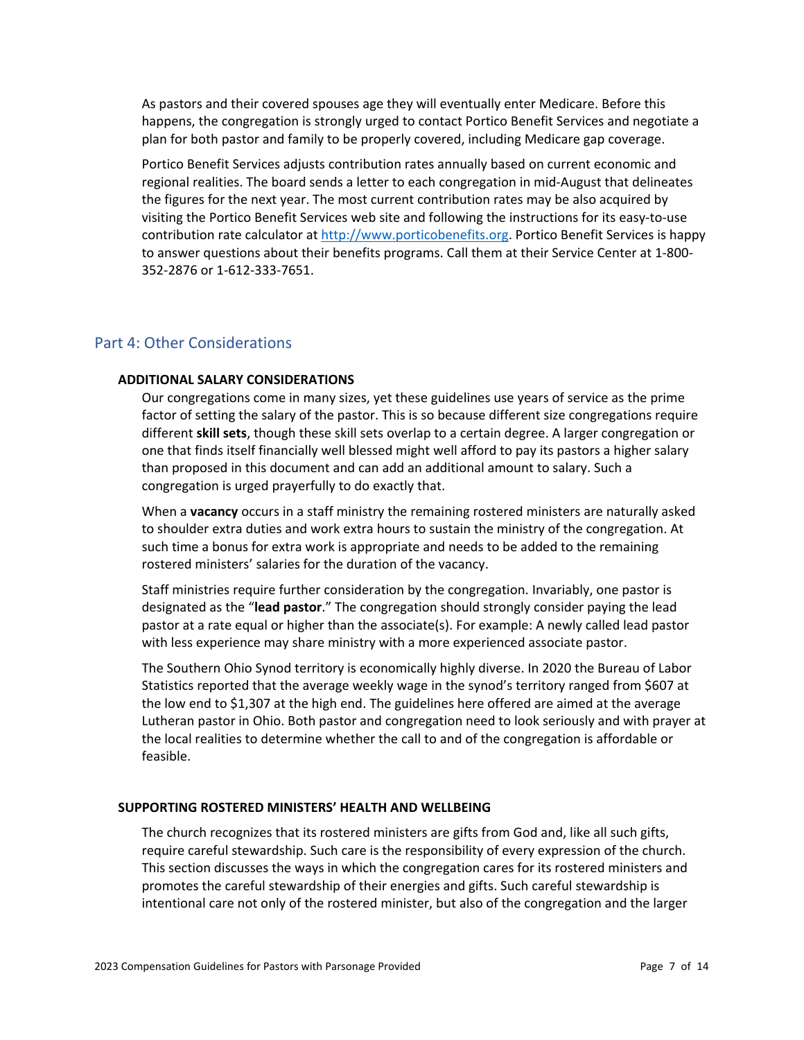As pastors and their covered spouses age they will eventually enter Medicare. Before this happens, the congregation is strongly urged to contact Portico Benefit Services and negotiate a plan for both pastor and family to be properly covered, including Medicare gap coverage.

Portico Benefit Services adjusts contribution rates annually based on current economic and regional realities. The board sends a letter to each congregation in mid-August that delineates the figures for the next year. The most current contribution rates may be also acquired by visiting the Portico Benefit Services web site and following the instructions for its easy-to-use contribution rate calculator at [http://www.porticobenefits.org](http://www.porticobenefits.org). Portico Benefit Services is happy to answer questions about their benefits programs. Call them at their Service Center at 1-800-352-2876 or 1-612-333-7651.

## Part 4: Other Considerations

### ADDITIONAL SALARY CONSIDERATIONS

Our congregations come in many sizes, yet these guidelines use years of service as the prime factor of setting the salary of the pastor. This is so because different size congregations require different **skill sets**, though these skill sets overlap to a certain degree. A larger congregation or one that finds itself financially well blessed might well afford to pay its pastors a higher salary than proposed in this document and can add an additional amount to salary. Such a congregation is urged prayerfully to do exactly that.

When a **vacancy** occurs in a staff ministry the remaining rostered ministers are naturally asked to shoulder extra duties and work extra hours to sustain the ministry of the congregation. At such time a bonus for extra work is appropriate and needs to be added to the remaining rostered ministers' salaries for the duration of the vacancy.

Staff ministries require further consideration by the congregation. Invariably, one pastor is designated as the "**lead pastor**." The congregation should strongly consider paying the lead pastor at a rate equal or higher than the associate(s). For example: A newly called lead pastor with less experience may share ministry with a more experienced associate pastor.

The Southern Ohio Synod territory is economically highly diverse. In 2020 the Bureau of Labor Statistics reported that the average weekly wage in the synod's territory ranged from $607 at the low end to $1,307 at the high end. The guidelines here offered are aimed at the average Lutheran pastor in Ohio. Both pastor and congregation need to look seriously and with prayer at the local realities to determine whether the call to and of the congregation is affordable or feasible.

### SUPPORTING ROSTERED MINISTERS' HEALTH AND WELLBEING

The church recognizes that its rostered ministers are gifts from God and, like all such gifts, require careful stewardship. Such care is the responsibility of every expression of the church. This section discusses the ways in which the congregation cares for its rostered ministers and promotes the careful stewardship of their energies and gifts. Such careful stewardship is intentional care not only of the rostered minister, but also of the congregation and the larger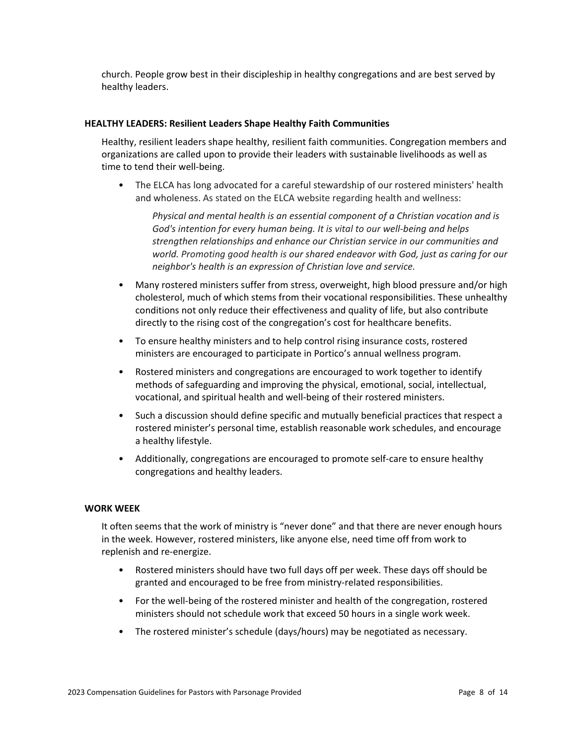church. People grow best in their discipleship in healthy congregations and are best served by healthy leaders.

#### HEALTHY LEADERS: Resilient Leaders Shape Healthy Faith Communities

Healthy, resilient leaders shape healthy, resilient faith communities. Congregation members and organizations are called upon to provide their leaders with sustainable livelihoods as well as time to tend their well-being.

- The ELCA has long advocated for a careful stewardship of our rostered ministers' health and wholeness. As stated on the ELCA website regarding health and wellness:

  *Physical and mental health is an essential component of a Christian vocation and is God's intention for every human being. It is vital to our well-being and helps strengthen relationships and enhance our Christian service in our communities and world. Promoting good health is our shared endeavor with God, just as caring for our neighbor's health is an expression of Christian love and service.*

- Many rostered ministers suffer from stress, overweight, high blood pressure and/or high cholesterol, much of which stems from their vocational responsibilities. These unhealthy conditions not only reduce their effectiveness and quality of life, but also contribute directly to the rising cost of the congregation's cost for healthcare benefits.
- To ensure healthy ministers and to help control rising insurance costs, rostered ministers are encouraged to participate in Portico's annual wellness program.
- Rostered ministers and congregations are encouraged to work together to identify methods of safeguarding and improving the physical, emotional, social, intellectual, vocational, and spiritual health and well-being of their rostered ministers.
- Such a discussion should define specific and mutually beneficial practices that respect a rostered minister's personal time, establish reasonable work schedules, and encourage a healthy lifestyle.
- Additionally, congregations are encouraged to promote self-care to ensure healthy congregations and healthy leaders.

#### WORK WEEK

It often seems that the work of ministry is "never done" and that there are never enough hours in the week. However, rostered ministers, like anyone else, need time off from work to replenish and re-energize.

- Rostered ministers should have two full days off per week. These days off should be granted and encouraged to be free from ministry-related responsibilities.
- For the well-being of the rostered minister and health of the congregation, rostered ministers should not schedule work that exceed 50 hours in a single work week.
- The rostered minister's schedule (days/hours) may be negotiated as necessary.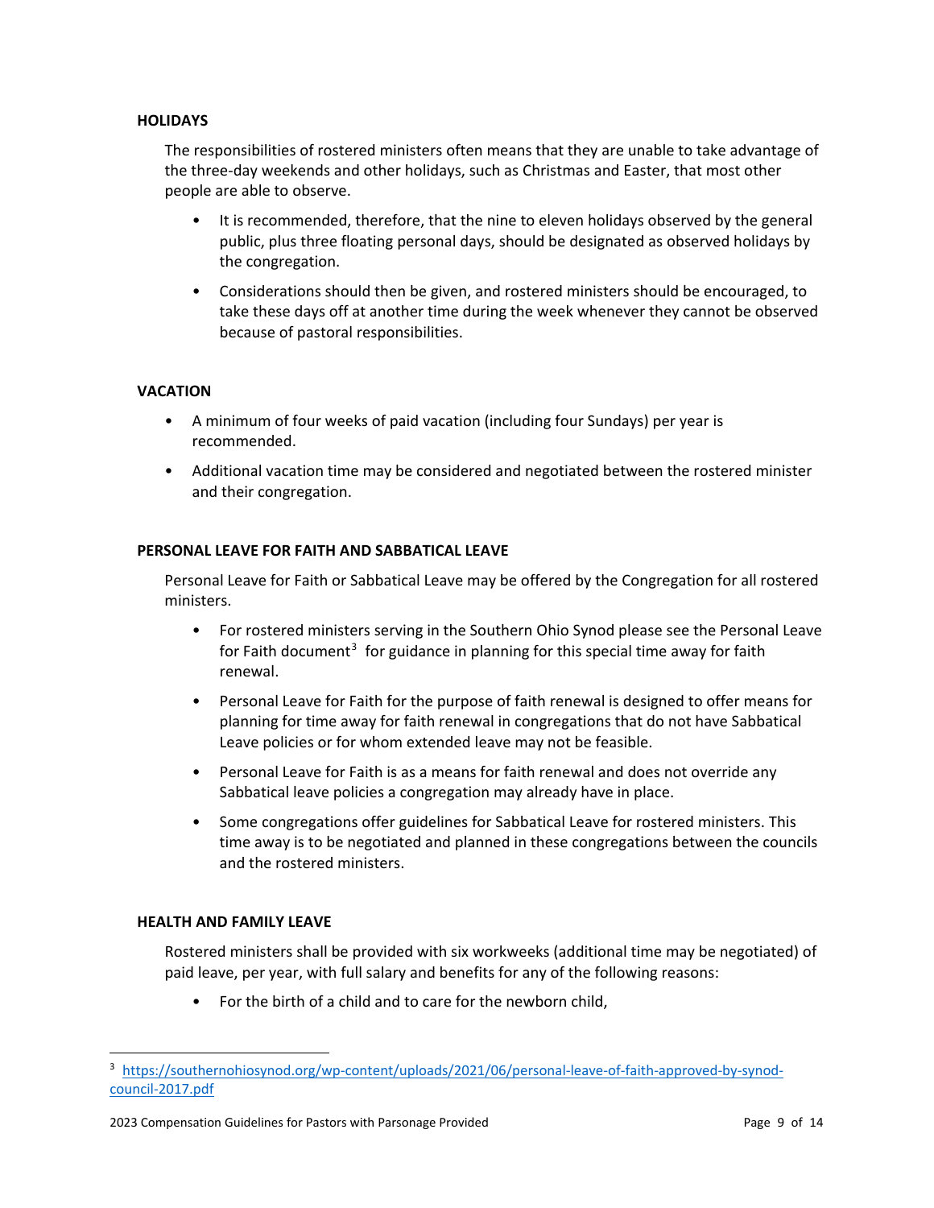## HOLIDAYS

The responsibilities of rostered ministers often means that they are unable to take advantage of the three-day weekends and other holidays, such as Christmas and Easter, that most other people are able to observe.

- It is recommended, therefore, that the nine to eleven holidays observed by the general public, plus three floating personal days, should be designated as observed holidays by the congregation.
- Considerations should then be given, and rostered ministers should be encouraged, to take these days off at another time during the week whenever they cannot be observed because of pastoral responsibilities.

## VACATION

- A minimum of four weeks of paid vacation (including four Sundays) per year is recommended.
- Additional vacation time may be considered and negotiated between the rostered minister and their congregation.

## PERSONAL LEAVE FOR FAITH AND SABBATICAL LEAVE

Personal Leave for Faith or Sabbatical Leave may be offered by the Congregation for all rostered ministers.

- For rostered ministers serving in the Southern Ohio Synod please see the Personal Leave for Faith document[3] for guidance in planning for this special time away for faith renewal.
- Personal Leave for Faith for the purpose of faith renewal is designed to offer means for planning for time away for faith renewal in congregations that do not have Sabbatical Leave policies or for whom extended leave may not be feasible.
- Personal Leave for Faith is as a means for faith renewal and does not override any Sabbatical leave policies a congregation may already have in place.
- Some congregations offer guidelines for Sabbatical Leave for rostered ministers. This time away is to be negotiated and planned in these congregations between the councils and the rostered ministers.

## HEALTH AND FAMILY LEAVE

Rostered ministers shall be provided with six workweeks (additional time may be negotiated) of paid leave, per year, with full salary and benefits for any of the following reasons:

- For the birth of a child and to care for the newborn child,

---

[3] https://southernohiosynod.org/wp-content/uploads/2021/06/personal-leave-of-faith-approved-by-synod-council-2017.pdf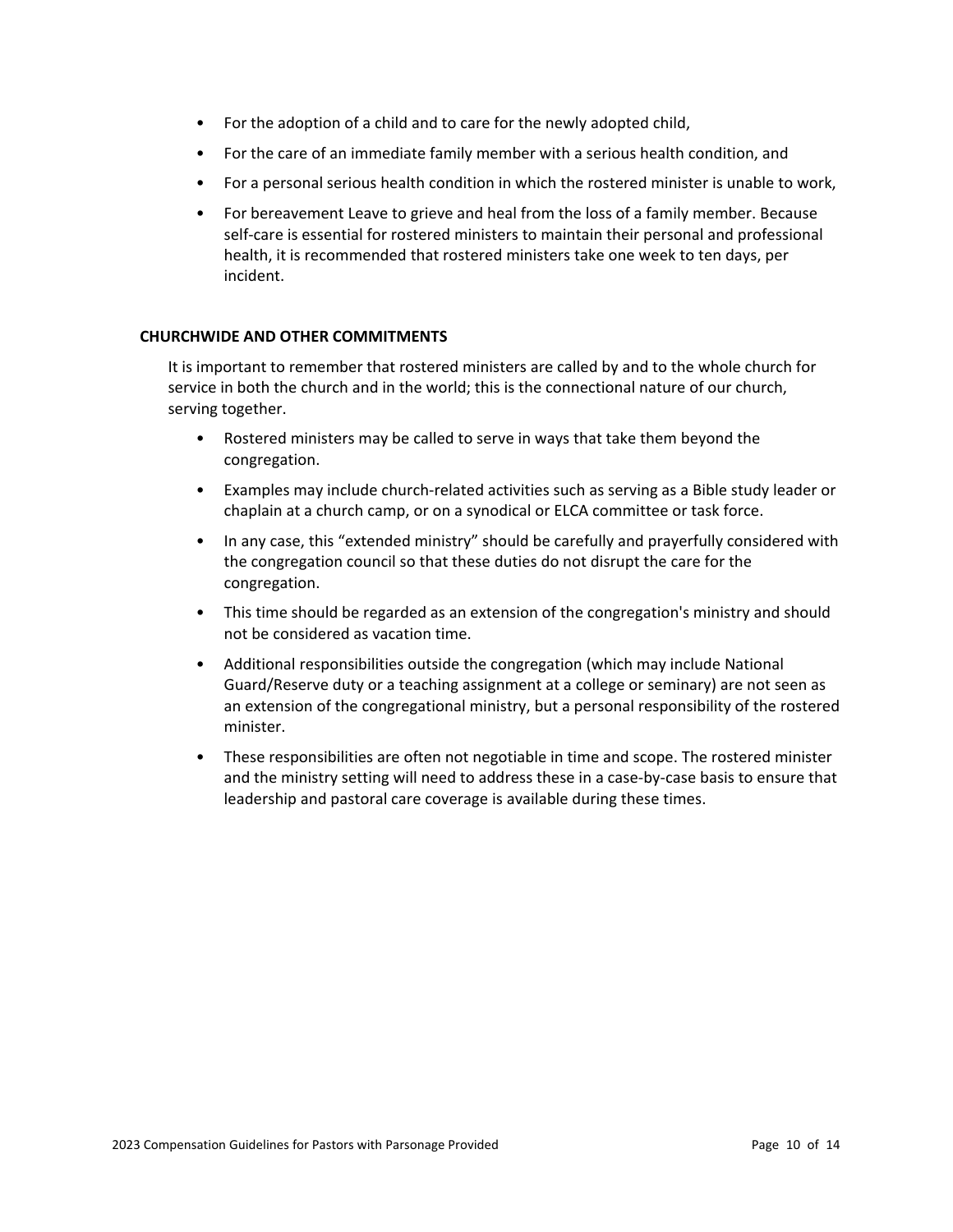- For the adoption of a child and to care for the newly adopted child,
- For the care of an immediate family member with a serious health condition, and
- For a personal serious health condition in which the rostered minister is unable to work,
- For bereavement Leave to grieve and heal from the loss of a family member. Because self-care is essential for rostered ministers to maintain their personal and professional health, it is recommended that rostered ministers take one week to ten days, per incident.

**CHURCHWIDE AND OTHER COMMITMENTS**

It is important to remember that rostered ministers are called by and to the whole church for service in both the church and in the world; this is the connectional nature of our church, serving together.

- Rostered ministers may be called to serve in ways that take them beyond the congregation.
- Examples may include church-related activities such as serving as a Bible study leader or chaplain at a church camp, or on a synodical or ELCA committee or task force.
- In any case, this “extended ministry” should be carefully and prayerfully considered with the congregation council so that these duties do not disrupt the care for the congregation.
- This time should be regarded as an extension of the congregation's ministry and should not be considered as vacation time.
- Additional responsibilities outside the congregation (which may include National Guard/Reserve duty or a teaching assignment at a college or seminary) are not seen as an extension of the congregational ministry, but a personal responsibility of the rostered minister.
- These responsibilities are often not negotiable in time and scope. The rostered minister and the ministry setting will need to address these in a case-by-case basis to ensure that leadership and pastoral care coverage is available during these times.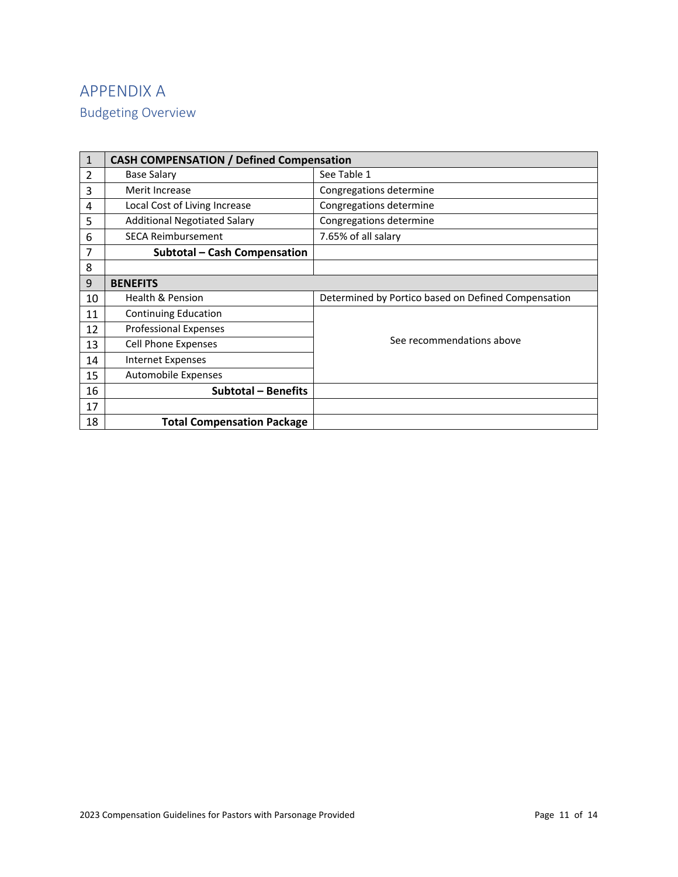# APPENDIX A

## Budgeting Overview

| 1 | **CASH COMPENSATION / Defined Compensation** | |
|---|---|---|
| 2 | Base Salary | See Table 1 |
| 3 | Merit Increase | Congregations determine |
| 4 | Local Cost of Living Increase | Congregations determine |
| 5 | Additional Negotiated Salary | Congregations determine |
| 6 | SECA Reimbursement | 7.65% of all salary |
| 7 | **Subtotal – Cash Compensation** | |
| 8 | | |
| 9 | **BENEFITS** | |
| 10 | Health & Pension | Determined by Portico based on Defined Compensation |
| 11 | Continuing Education | See recommendations above |
| 12 | Professional Expenses | |
| 13 | Cell Phone Expenses | |
| 14 | Internet Expenses | |
| 15 | Automobile Expenses | |
| 16 | **Subtotal – Benefits** | |
| 17 | | |
| 18 | **Total Compensation Package** | |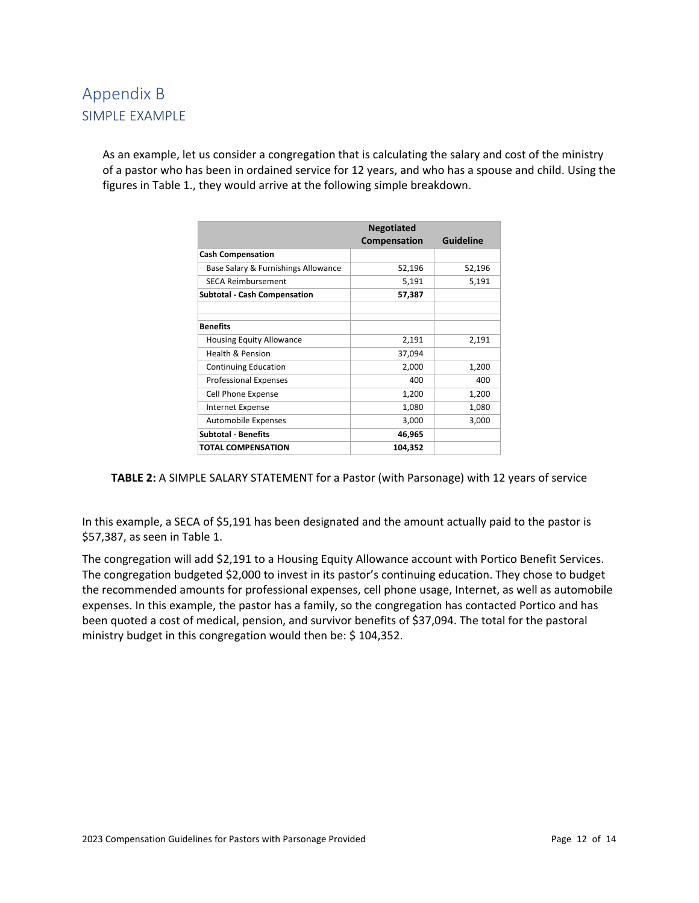# Appendix B

## SIMPLE EXAMPLE

As an example, let us consider a congregation that is calculating the salary and cost of the ministry of a pastor who has been in ordained service for 12 years, and who has a spouse and child. Using the figures in Table 1., they would arrive at the following simple breakdown.

| | Negotiated Compensation | Guideline |
|---|---|---|
| **Cash Compensation** | | |
| Base Salary & Furnishings Allowance | 52,196 | 52,196 |
| SECA Reimbursement | 5,191 | 5,191 |
| **Subtotal - Cash Compensation** | **57,387** | |
| | | |
| | | |
| **Benefits** | | |
| Housing Equity Allowance | 2,191 | 2,191 |
| Health & Pension | 37,094 | |
| Continuing Education | 2,000 | 1,200 |
| Professional Expenses | 400 | 400 |
| Cell Phone Expense | 1,200 | 1,200 |
| Internet Expense | 1,080 | 1,080 |
| Automobile Expenses | 3,000 | 3,000 |
| **Subtotal - Benefits** | **46,965** | |
| **TOTAL COMPENSATION** | **104,352** | |

**TABLE 2:** A SIMPLE SALARY STATEMENT for a Pastor (with Parsonage) with 12 years of service

In this example, a SECA of $5,191 has been designated and the amount actually paid to the pastor is $57,387, as seen in Table 1.

The congregation will add $2,191 to a Housing Equity Allowance account with Portico Benefit Services. The congregation budgeted $2,000 to invest in its pastor's continuing education. They chose to budget the recommended amounts for professional expenses, cell phone usage, Internet, as well as automobile expenses. In this example, the pastor has a family, so the congregation has contacted Portico and has been quoted a cost of medical, pension, and survivor benefits of $37,094. The total for the pastoral ministry budget in this congregation would then be: $ 104,352.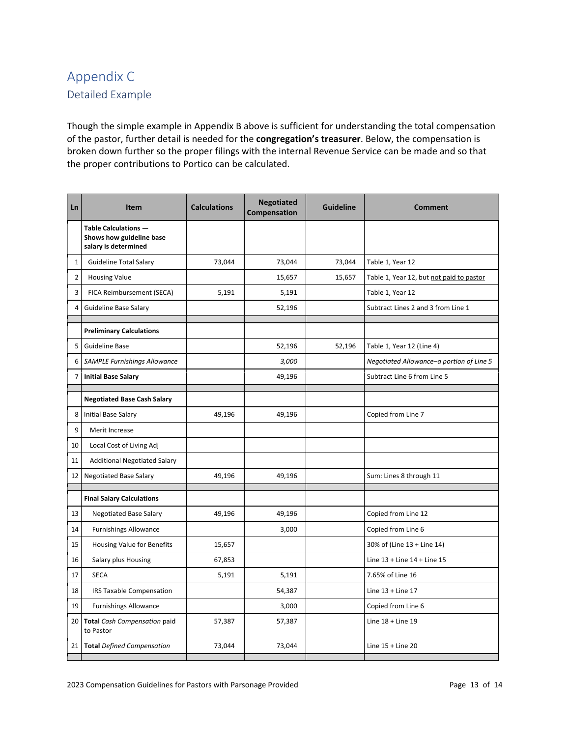# Appendix C

## Detailed Example

Though the simple example in Appendix B above is sufficient for understanding the total compensation of the pastor, further detail is needed for the **congregation's treasurer**. Below, the compensation is broken down further so the proper filings with the internal Revenue Service can be made and so that the proper contributions to Portico can be calculated.

| Ln | Item | Calculations | Negotiated Compensation | Guideline | Comment |
|---|---|---|---|---|---|
| | **Table Calculations — Shows how guideline base salary is determined** | | | | |
| 1 | Guideline Total Salary | 73,044 | 73,044 | 73,044 | Table 1, Year 12 |
| 2 | Housing Value | | 15,657 | 15,657 | Table 1, Year 12, but not paid to pastor |
| 3 | FICA Reimbursement (SECA) | 5,191 | 5,191 | | Table 1, Year 12 |
| 4 | Guideline Base Salary | | 52,196 | | Subtract Lines 2 and 3 from Line 1 |
| | | | | | |
| | **Preliminary Calculations** | | | | |
| 5 | Guideline Base | | 52,196 | 52,196 | Table 1, Year 12 (Line 4) |
| 6 | *SAMPLE Furnishings Allowance* | | *3,000* | | *Negotiated Allowance–a portion of Line 5* |
| 7 | **Initial Base Salary** | | 49,196 | | Subtract Line 6 from Line 5 |
| | | | | | |
| | **Negotiated Base Cash Salary** | | | | |
| 8 | Initial Base Salary | 49,196 | 49,196 | | Copied from Line 7 |
| 9 | Merit Increase | | | | |
| 10 | Local Cost of Living Adj | | | | |
| 11 | Additional Negotiated Salary | | | | |
| 12 | Negotiated Base Salary | 49,196 | 49,196 | | Sum: Lines 8 through 11 |
| | | | | | |
| | **Final Salary Calculations** | | | | |
| 13 | Negotiated Base Salary | 49,196 | 49,196 | | Copied from Line 12 |
| 14 | Furnishings Allowance | | 3,000 | | Copied from Line 6 |
| 15 | Housing Value for Benefits | 15,657 | | | 30% of (Line 13 + Line 14) |
| 16 | Salary plus Housing | 67,853 | | | Line 13 + Line 14 + Line 15 |
| 17 | SECA | 5,191 | 5,191 | | 7.65% of Line 16 |
| 18 | IRS Taxable Compensation | | 54,387 | | Line 13 + Line 17 |
| 19 | Furnishings Allowance | | 3,000 | | Copied from Line 6 |
| 20 | **Total** *Cash Compensation* paid to Pastor | 57,387 | 57,387 | | Line 18 + Line 19 |
| 21 | **Total** *Defined Compensation* | 73,044 | 73,044 | | Line 15 + Line 20 |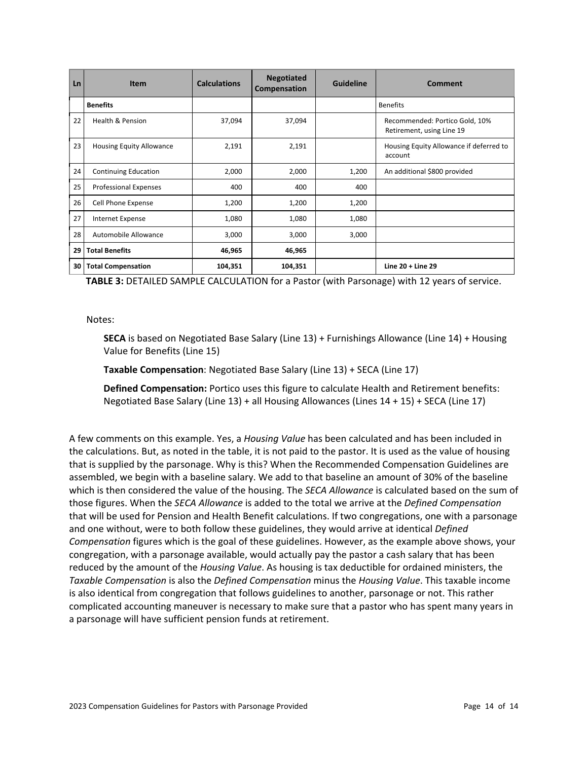| Ln | Item | Calculations | Negotiated Compensation | Guideline | Comment |
|---|---|---|---|---|---|
| | **Benefits** | | | | Benefits |
| 22 | Health & Pension | 37,094 | 37,094 | | Recommended: Portico Gold, 10% Retirement, using Line 19 |
| 23 | Housing Equity Allowance | 2,191 | 2,191 | | Housing Equity Allowance if deferred to account |
| 24 | Continuing Education | 2,000 | 2,000 | 1,200 | An additional $800 provided |
| 25 | Professional Expenses | 400 | 400 | 400 | |
| 26 | Cell Phone Expense | 1,200 | 1,200 | 1,200 | |
| 27 | Internet Expense | 1,080 | 1,080 | 1,080 | |
| 28 | Automobile Allowance | 3,000 | 3,000 | 3,000 | |
| 29 | **Total Benefits** | **46,965** | **46,965** | | |
| 30 | **Total Compensation** | **104,351** | **104,351** | | **Line 20 + Line 29** |

**TABLE 3:** DETAILED SAMPLE CALCULATION for a Pastor (with Parsonage) with 12 years of service.

Notes:

**SECA** is based on Negotiated Base Salary (Line 13) + Furnishings Allowance (Line 14) + Housing Value for Benefits (Line 15)

**Taxable Compensation**: Negotiated Base Salary (Line 13) + SECA (Line 17)

**Defined Compensation:** Portico uses this figure to calculate Health and Retirement benefits: Negotiated Base Salary (Line 13) + all Housing Allowances (Lines 14 + 15) + SECA (Line 17)

A few comments on this example. Yes, a *Housing Value* has been calculated and has been included in the calculations. But, as noted in the table, it is not paid to the pastor. It is used as the value of housing that is supplied by the parsonage. Why is this? When the Recommended Compensation Guidelines are assembled, we begin with a baseline salary. We add to that baseline an amount of 30% of the baseline which is then considered the value of the housing. The *SECA Allowance* is calculated based on the sum of those figures. When the *SECA Allowance* is added to the total we arrive at the *Defined Compensation* that will be used for Pension and Health Benefit calculations. If two congregations, one with a parsonage and one without, were to both follow these guidelines, they would arrive at identical *Defined Compensation* figures which is the goal of these guidelines. However, as the example above shows, your congregation, with a parsonage available, would actually pay the pastor a cash salary that has been reduced by the amount of the *Housing Value*. As housing is tax deductible for ordained ministers, the *Taxable Compensation* is also the *Defined Compensation* minus the *Housing Value*. This taxable income is also identical from congregation that follows guidelines to another, parsonage or not. This rather complicated accounting maneuver is necessary to make sure that a pastor who has spent many years in a parsonage will have sufficient pension funds at retirement.